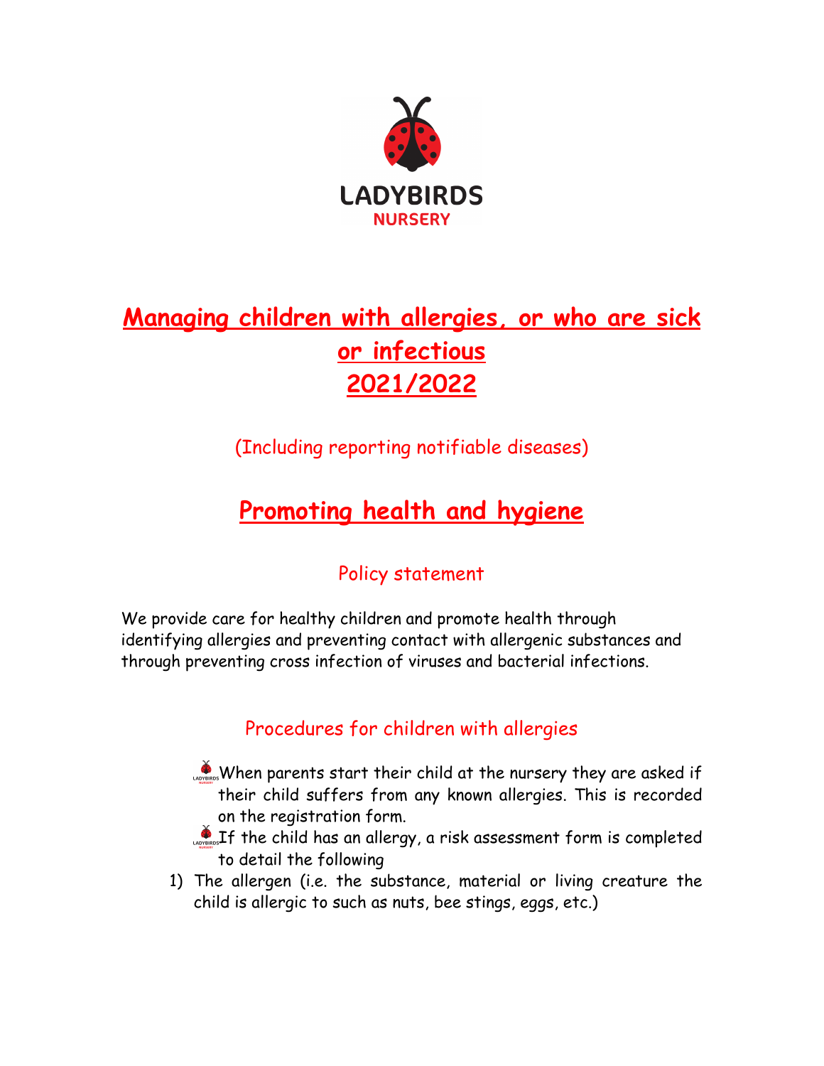LADYBIRDS
NURSERY

# Managing children with allergies, or who are sick or infectious 2021/2022

(Including reporting notifiable diseases)

# Promoting health and hygiene

## Policy statement

We provide care for healthy children and promote health through identifying allergies and preventing contact with allergenic substances and through preventing cross infection of viruses and bacterial infections.

## Procedures for children with allergies

- When parents start their child at the nursery they are asked if their child suffers from any known allergies. This is recorded on the registration form.
- If the child has an allergy, a risk assessment form is completed to detail the following

1) The allergen (i.e. the substance, material or living creature the child is allergic to such as nuts, bee stings, eggs, etc.)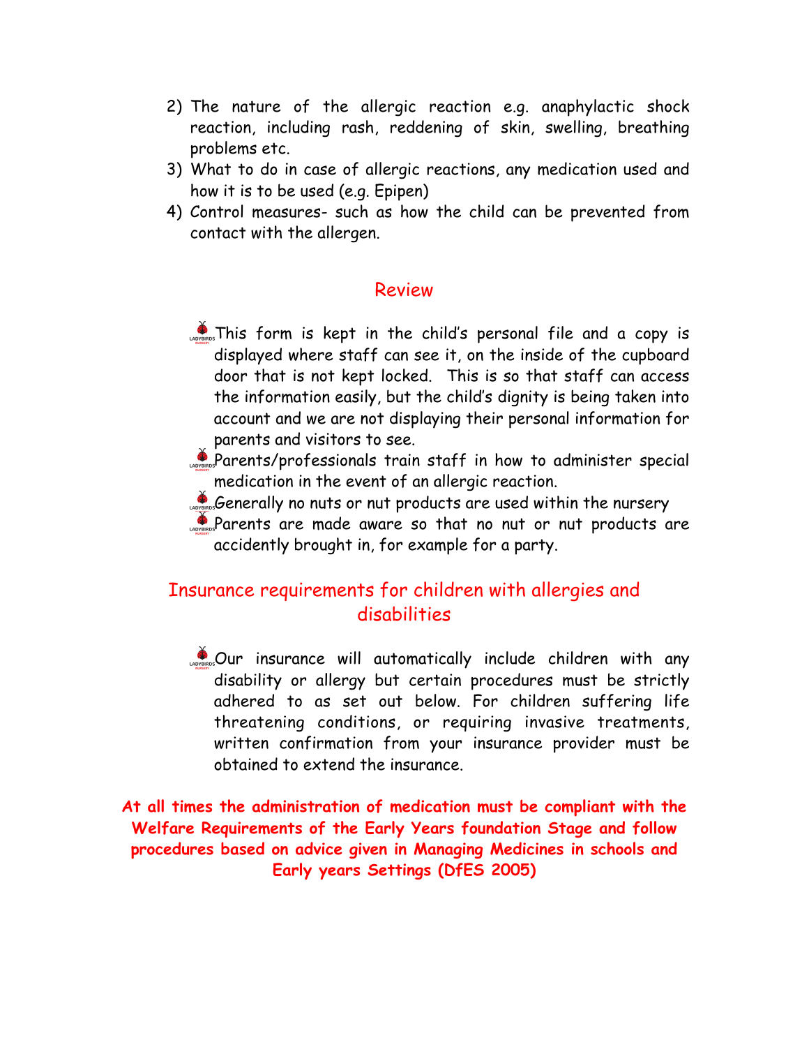2) The nature of the allergic reaction e.g. anaphylactic shock reaction, including rash, reddening of skin, swelling, breathing problems etc.
3) What to do in case of allergic reactions, any medication used and how it is to be used (e.g. Epipen)
4) Control measures- such as how the child can be prevented from contact with the allergen.

## Review

- This form is kept in the child's personal file and a copy is displayed where staff can see it, on the inside of the cupboard door that is not kept locked. This is so that staff can access the information easily, but the child's dignity is being taken into account and we are not displaying their personal information for parents and visitors to see.
- Parents/professionals train staff in how to administer special medication in the event of an allergic reaction.
- Generally no nuts or nut products are used within the nursery
- Parents are made aware so that no nut or nut products are accidently brought in, for example for a party.

## Insurance requirements for children with allergies and disabilities

- Our insurance will automatically include children with any disability or allergy but certain procedures must be strictly adhered to as set out below. For children suffering life threatening conditions, or requiring invasive treatments, written confirmation from your insurance provider must be obtained to extend the insurance.

**At all times the administration of medication must be compliant with the Welfare Requirements of the Early Years foundation Stage and follow procedures based on advice given in Managing Medicines in schools and Early years Settings (DfES 2005)**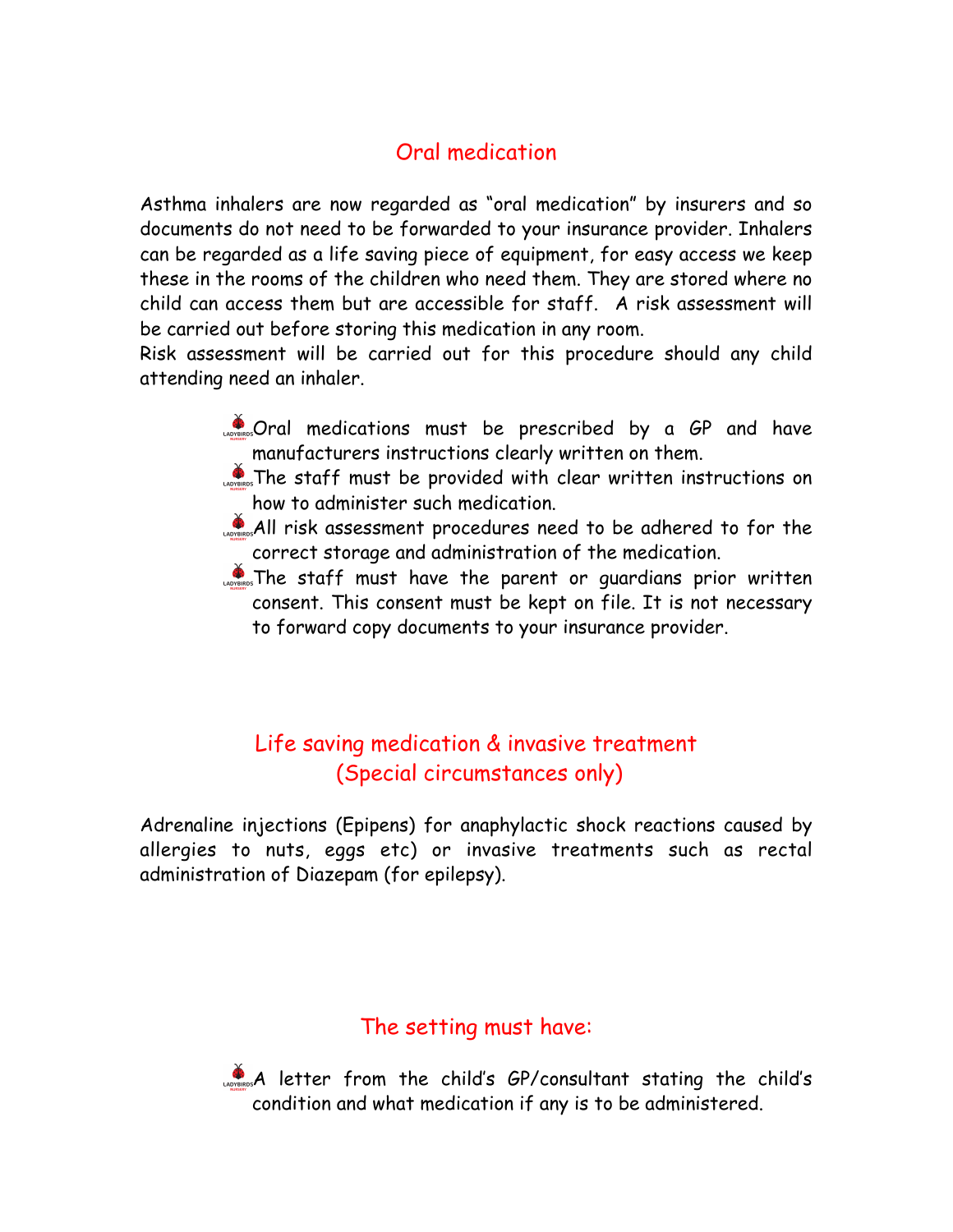## Oral medication

Asthma inhalers are now regarded as "oral medication" by insurers and so documents do not need to be forwarded to your insurance provider. Inhalers can be regarded as a life saving piece of equipment, for easy access we keep these in the rooms of the children who need them. They are stored where no child can access them but are accessible for staff. A risk assessment will be carried out before storing this medication in any room.
Risk assessment will be carried out for this procedure should any child attending need an inhaler.

- Oral medications must be prescribed by a GP and have manufacturers instructions clearly written on them.
- The staff must be provided with clear written instructions on how to administer such medication.
- All risk assessment procedures need to be adhered to for the correct storage and administration of the medication.
- The staff must have the parent or guardians prior written consent. This consent must be kept on file. It is not necessary to forward copy documents to your insurance provider.

## Life saving medication & invasive treatment (Special circumstances only)

Adrenaline injections (Epipens) for anaphylactic shock reactions caused by allergies to nuts, eggs etc) or invasive treatments such as rectal administration of Diazepam (for epilepsy).

## The setting must have:

- A letter from the child's GP/consultant stating the child's condition and what medication if any is to be administered.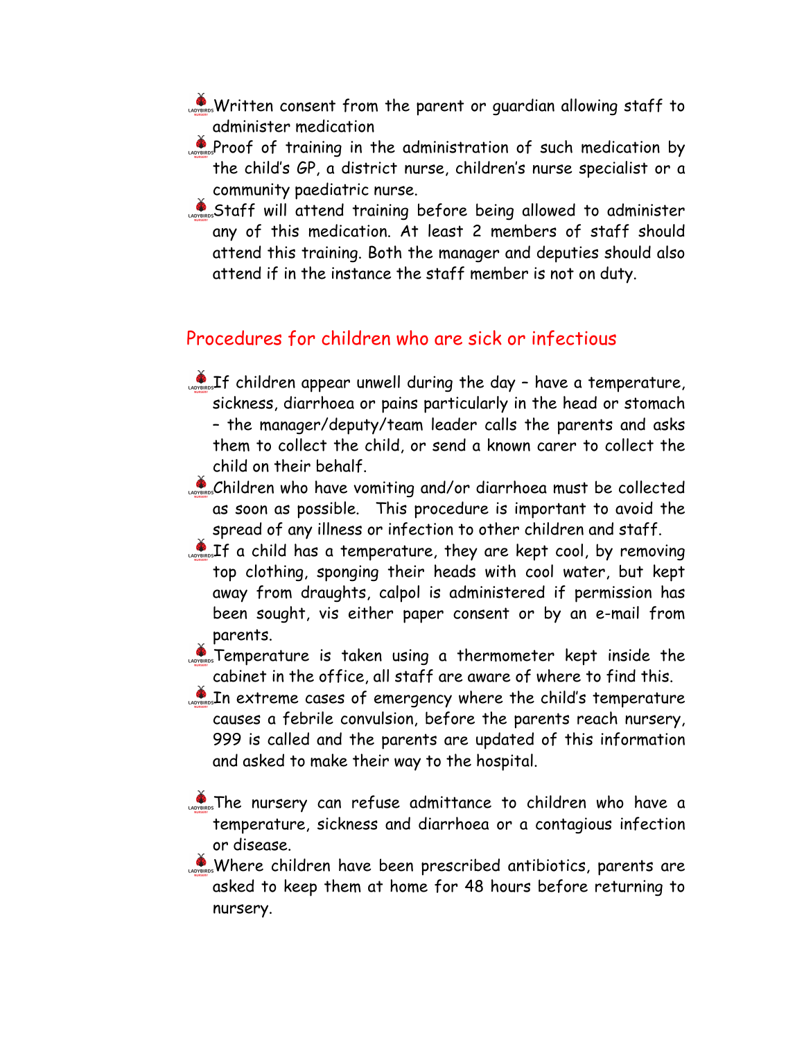- Written consent from the parent or guardian allowing staff to administer medication
- Proof of training in the administration of such medication by the child's GP, a district nurse, children's nurse specialist or a community paediatric nurse.
- Staff will attend training before being allowed to administer any of this medication. At least 2 members of staff should attend this training. Both the manager and deputies should also attend if in the instance the staff member is not on duty.

## Procedures for children who are sick or infectious

- If children appear unwell during the day – have a temperature, sickness, diarrhoea or pains particularly in the head or stomach – the manager/deputy/team leader calls the parents and asks them to collect the child, or send a known carer to collect the child on their behalf.
- Children who have vomiting and/or diarrhoea must be collected as soon as possible. This procedure is important to avoid the spread of any illness or infection to other children and staff.
- If a child has a temperature, they are kept cool, by removing top clothing, sponging their heads with cool water, but kept away from draughts, calpol is administered if permission has been sought, vis either paper consent or by an e-mail from parents.
- Temperature is taken using a thermometer kept inside the cabinet in the office, all staff are aware of where to find this.
- In extreme cases of emergency where the child's temperature causes a febrile convulsion, before the parents reach nursery, 999 is called and the parents are updated of this information and asked to make their way to the hospital.

- The nursery can refuse admittance to children who have a temperature, sickness and diarrhoea or a contagious infection or disease.
- Where children have been prescribed antibiotics, parents are asked to keep them at home for 48 hours before returning to nursery.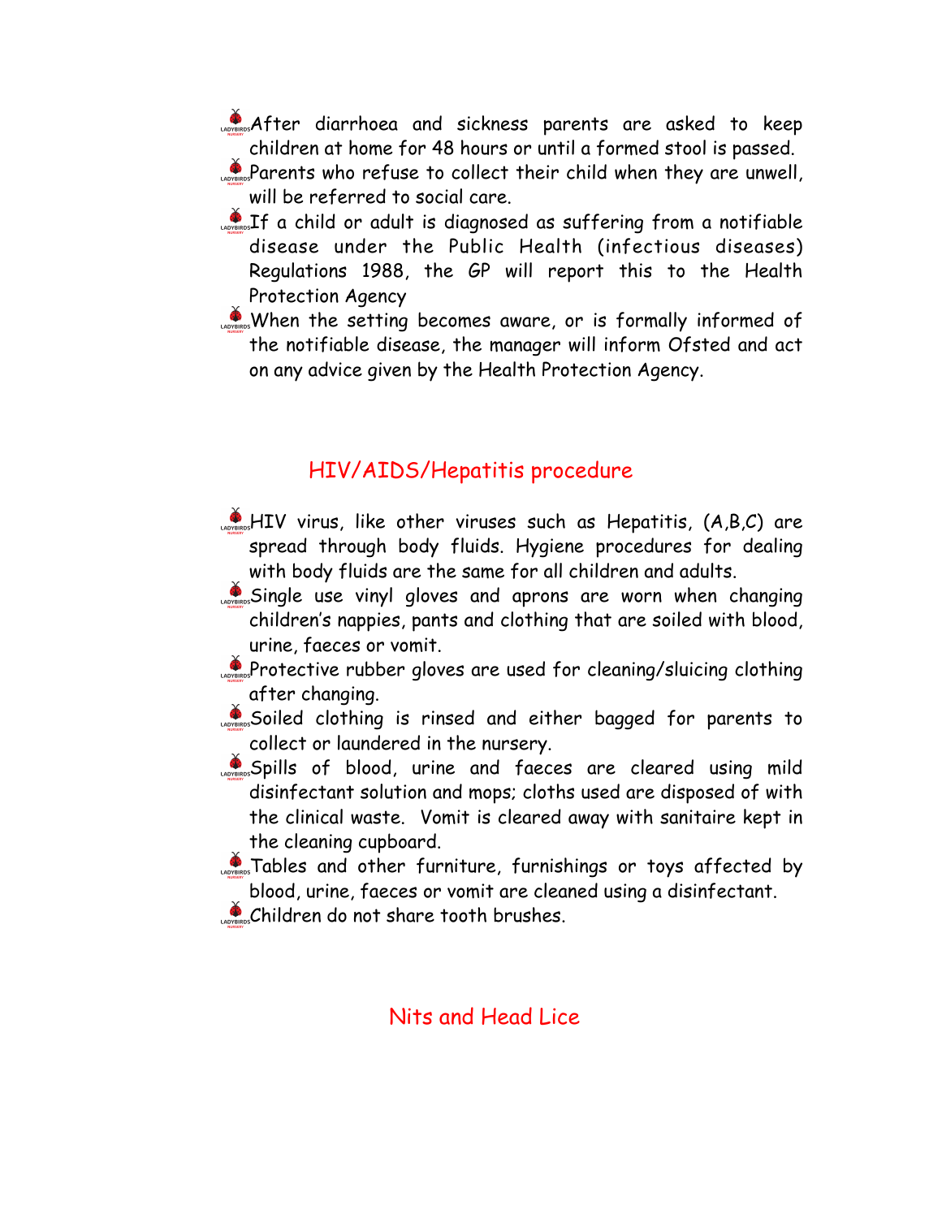- After diarrhoea and sickness parents are asked to keep children at home for 48 hours or until a formed stool is passed.
- Parents who refuse to collect their child when they are unwell, will be referred to social care.
- If a child or adult is diagnosed as suffering from a notifiable disease under the Public Health (infectious diseases) Regulations 1988, the GP will report this to the Health Protection Agency
- When the setting becomes aware, or is formally informed of the notifiable disease, the manager will inform Ofsted and act on any advice given by the Health Protection Agency.

## HIV/AIDS/Hepatitis procedure

- HIV virus, like other viruses such as Hepatitis, (A,B,C) are spread through body fluids. Hygiene procedures for dealing with body fluids are the same for all children and adults.
- Single use vinyl gloves and aprons are worn when changing children's nappies, pants and clothing that are soiled with blood, urine, faeces or vomit.
- Protective rubber gloves are used for cleaning/sluicing clothing after changing.
- Soiled clothing is rinsed and either bagged for parents to collect or laundered in the nursery.
- Spills of blood, urine and faeces are cleared using mild disinfectant solution and mops; cloths used are disposed of with the clinical waste. Vomit is cleared away with sanitaire kept in the cleaning cupboard.
- Tables and other furniture, furnishings or toys affected by blood, urine, faeces or vomit are cleaned using a disinfectant.
- Children do not share tooth brushes.

## Nits and Head Lice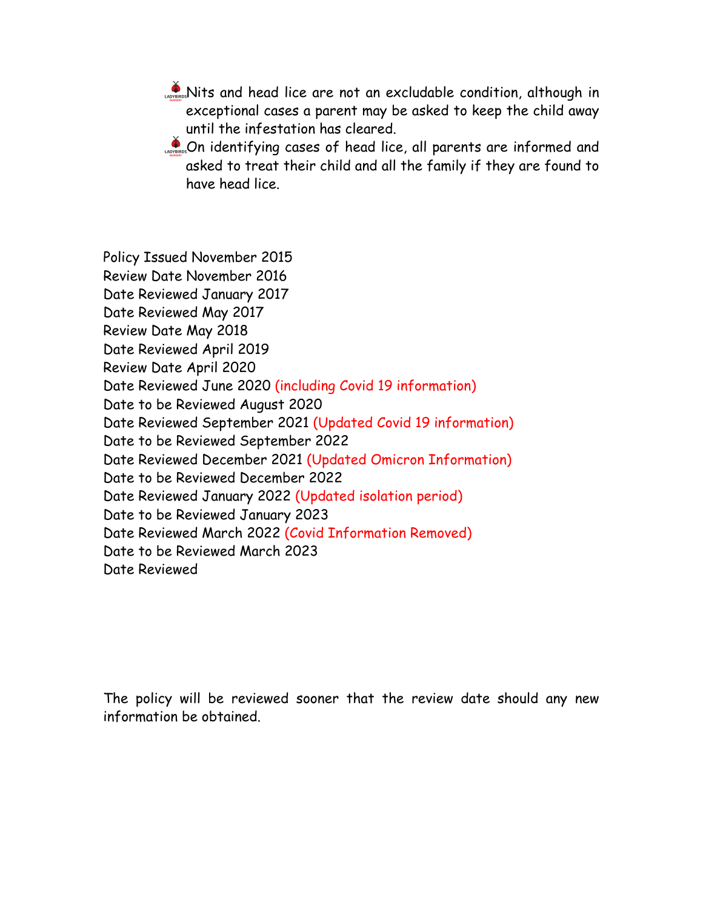- Nits and head lice are not an excludable condition, although in exceptional cases a parent may be asked to keep the child away until the infestation has cleared.
- On identifying cases of head lice, all parents are informed and asked to treat their child and all the family if they are found to have head lice.

Policy Issued November 2015
Review Date November 2016
Date Reviewed January 2017
Date Reviewed May 2017
Review Date May 2018
Date Reviewed April 2019
Review Date April 2020
Date Reviewed June 2020 (including Covid 19 information)
Date to be Reviewed August 2020
Date Reviewed September 2021 (Updated Covid 19 information)
Date to be Reviewed September 2022
Date Reviewed December 2021 (Updated Omicron Information)
Date to be Reviewed December 2022
Date Reviewed January 2022 (Updated isolation period)
Date to be Reviewed January 2023
Date Reviewed March 2022 (Covid Information Removed)
Date to be Reviewed March 2023
Date Reviewed

The policy will be reviewed sooner that the review date should any new information be obtained.